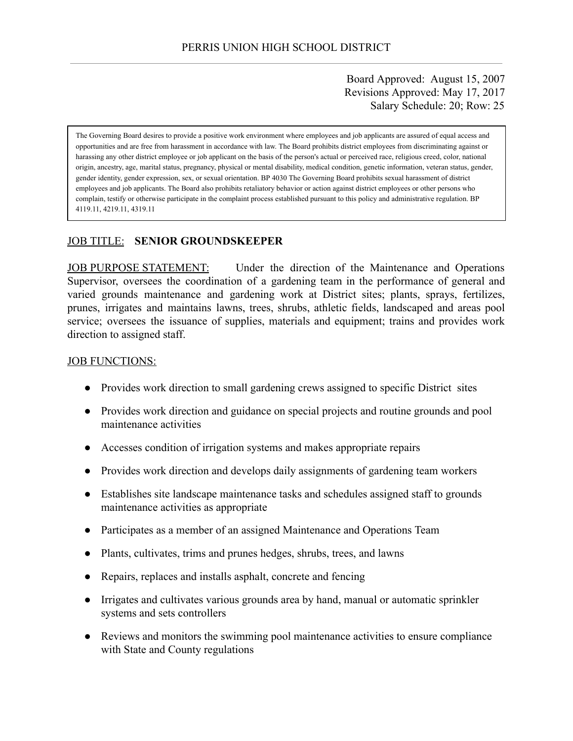PERRIS UNION HIGH SCHOOL DISTRICT

Board Approved: August 15, 2007
Revisions Approved: May 17, 2017
Salary Schedule: 20; Row: 25

> The Governing Board desires to provide a positive work environment where employees and job applicants are assured of equal access and opportunities and are free from harassment in accordance with law. The Board prohibits district employees from discriminating against or harassing any other district employee or job applicant on the basis of the person's actual or perceived race, religious creed, color, national origin, ancestry, age, marital status, pregnancy, physical or mental disability, medical condition, genetic information, veteran status, gender, gender identity, gender expression, sex, or sexual orientation. BP 4030 The Governing Board prohibits sexual harassment of district employees and job applicants. The Board also prohibits retaliatory behavior or action against district employees or other persons who complain, testify or otherwise participate in the complaint process established pursuant to this policy and administrative regulation. BP 4119.11, 4219.11, 4319.11

<u>JOB TITLE:</u> **SENIOR GROUNDSKEEPER**

<u>JOB PURPOSE STATEMENT:</u> Under the direction of the Maintenance and Operations Supervisor, oversees the coordination of a gardening team in the performance of general and varied grounds maintenance and gardening work at District sites; plants, sprays, fertilizes, prunes, irrigates and maintains lawns, trees, shrubs, athletic fields, landscaped and areas pool service; oversees the issuance of supplies, materials and equipment; trains and provides work direction to assigned staff.

<u>JOB FUNCTIONS:</u>

- Provides work direction to small gardening crews assigned to specific District sites
- Provides work direction and guidance on special projects and routine grounds and pool maintenance activities
- Accesses condition of irrigation systems and makes appropriate repairs
- Provides work direction and develops daily assignments of gardening team workers
- Establishes site landscape maintenance tasks and schedules assigned staff to grounds maintenance activities as appropriate
- Participates as a member of an assigned Maintenance and Operations Team
- Plants, cultivates, trims and prunes hedges, shrubs, trees, and lawns
- Repairs, replaces and installs asphalt, concrete and fencing
- Irrigates and cultivates various grounds area by hand, manual or automatic sprinkler systems and sets controllers
- Reviews and monitors the swimming pool maintenance activities to ensure compliance with State and County regulations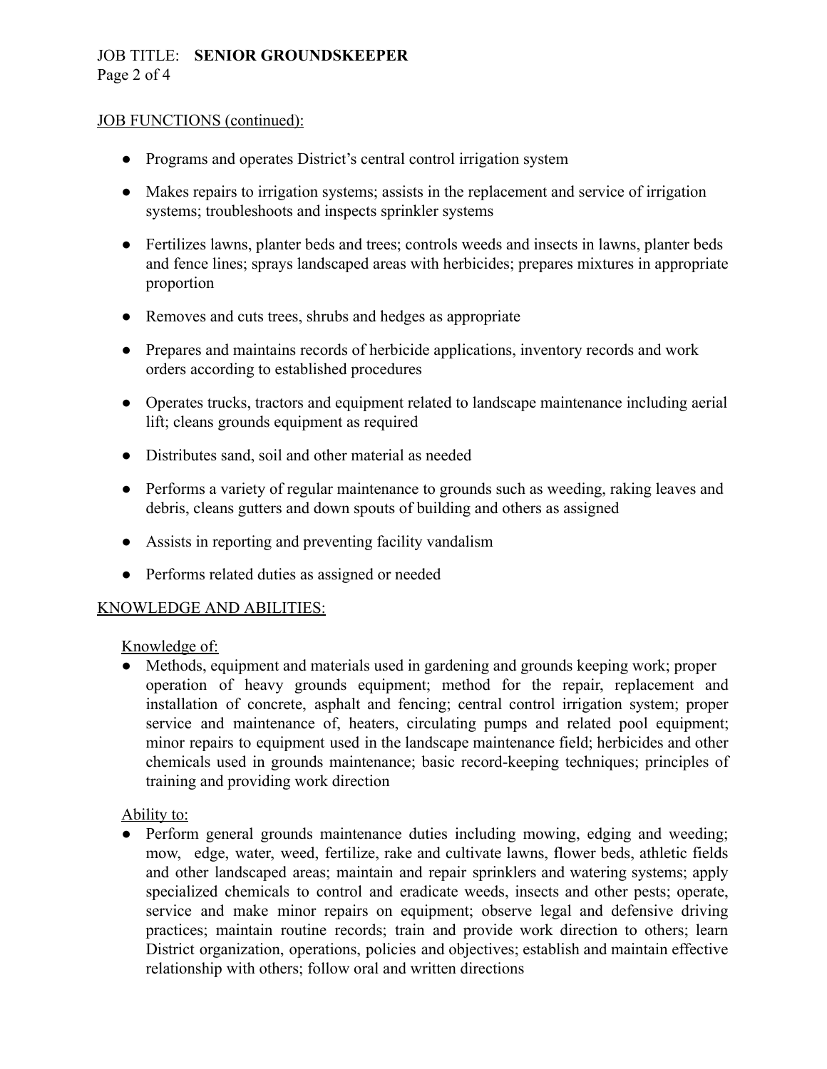JOB FUNCTIONS (continued):

- Programs and operates District's central control irrigation system
- Makes repairs to irrigation systems; assists in the replacement and service of irrigation systems; troubleshoots and inspects sprinkler systems
- Fertilizes lawns, planter beds and trees; controls weeds and insects in lawns, planter beds and fence lines; sprays landscaped areas with herbicides; prepares mixtures in appropriate proportion
- Removes and cuts trees, shrubs and hedges as appropriate
- Prepares and maintains records of herbicide applications, inventory records and work orders according to established procedures
- Operates trucks, tractors and equipment related to landscape maintenance including aerial lift; cleans grounds equipment as required
- Distributes sand, soil and other material as needed
- Performs a variety of regular maintenance to grounds such as weeding, raking leaves and debris, cleans gutters and down spouts of building and others as assigned
- Assists in reporting and preventing facility vandalism
- Performs related duties as assigned or needed

KNOWLEDGE AND ABILITIES:

Knowledge of:

- Methods, equipment and materials used in gardening and grounds keeping work; proper operation of heavy grounds equipment; method for the repair, replacement and installation of concrete, asphalt and fencing; central control irrigation system; proper service and maintenance of, heaters, circulating pumps and related pool equipment; minor repairs to equipment used in the landscape maintenance field; herbicides and other chemicals used in grounds maintenance; basic record-keeping techniques; principles of training and providing work direction

Ability to:

- Perform general grounds maintenance duties including mowing, edging and weeding; mow, edge, water, weed, fertilize, rake and cultivate lawns, flower beds, athletic fields and other landscaped areas; maintain and repair sprinklers and watering systems; apply specialized chemicals to control and eradicate weeds, insects and other pests; operate, service and make minor repairs on equipment; observe legal and defensive driving practices; maintain routine records; train and provide work direction to others; learn District organization, operations, policies and objectives; establish and maintain effective relationship with others; follow oral and written directions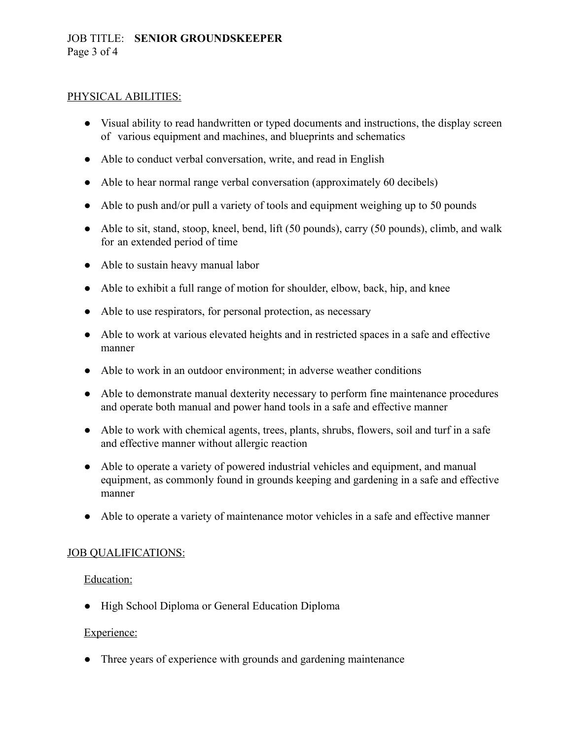## PHYSICAL ABILITIES:

- Visual ability to read handwritten or typed documents and instructions, the display screen of various equipment and machines, and blueprints and schematics
- Able to conduct verbal conversation, write, and read in English
- Able to hear normal range verbal conversation (approximately 60 decibels)
- Able to push and/or pull a variety of tools and equipment weighing up to 50 pounds
- Able to sit, stand, stoop, kneel, bend, lift (50 pounds), carry (50 pounds), climb, and walk for an extended period of time
- Able to sustain heavy manual labor
- Able to exhibit a full range of motion for shoulder, elbow, back, hip, and knee
- Able to use respirators, for personal protection, as necessary
- Able to work at various elevated heights and in restricted spaces in a safe and effective manner
- Able to work in an outdoor environment; in adverse weather conditions
- Able to demonstrate manual dexterity necessary to perform fine maintenance procedures and operate both manual and power hand tools in a safe and effective manner
- Able to work with chemical agents, trees, plants, shrubs, flowers, soil and turf in a safe and effective manner without allergic reaction
- Able to operate a variety of powered industrial vehicles and equipment, and manual equipment, as commonly found in grounds keeping and gardening in a safe and effective manner
- Able to operate a variety of maintenance motor vehicles in a safe and effective manner

## JOB QUALIFICATIONS:

### Education:

- High School Diploma or General Education Diploma

### Experience:

- Three years of experience with grounds and gardening maintenance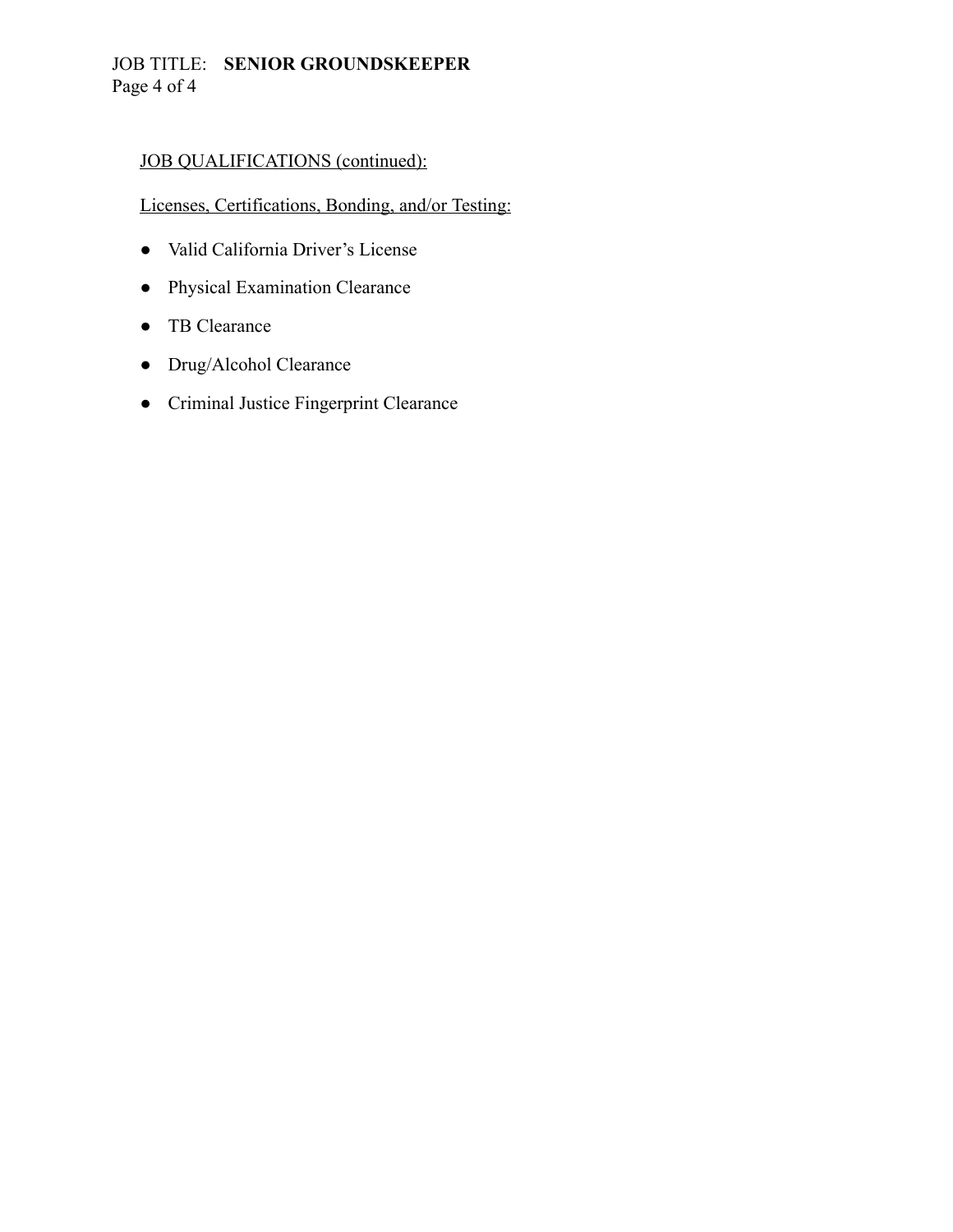JOB QUALIFICATIONS (continued):

Licenses, Certifications, Bonding, and/or Testing:

- Valid California Driver's License
- Physical Examination Clearance
- TB Clearance
- Drug/Alcohol Clearance
- Criminal Justice Fingerprint Clearance